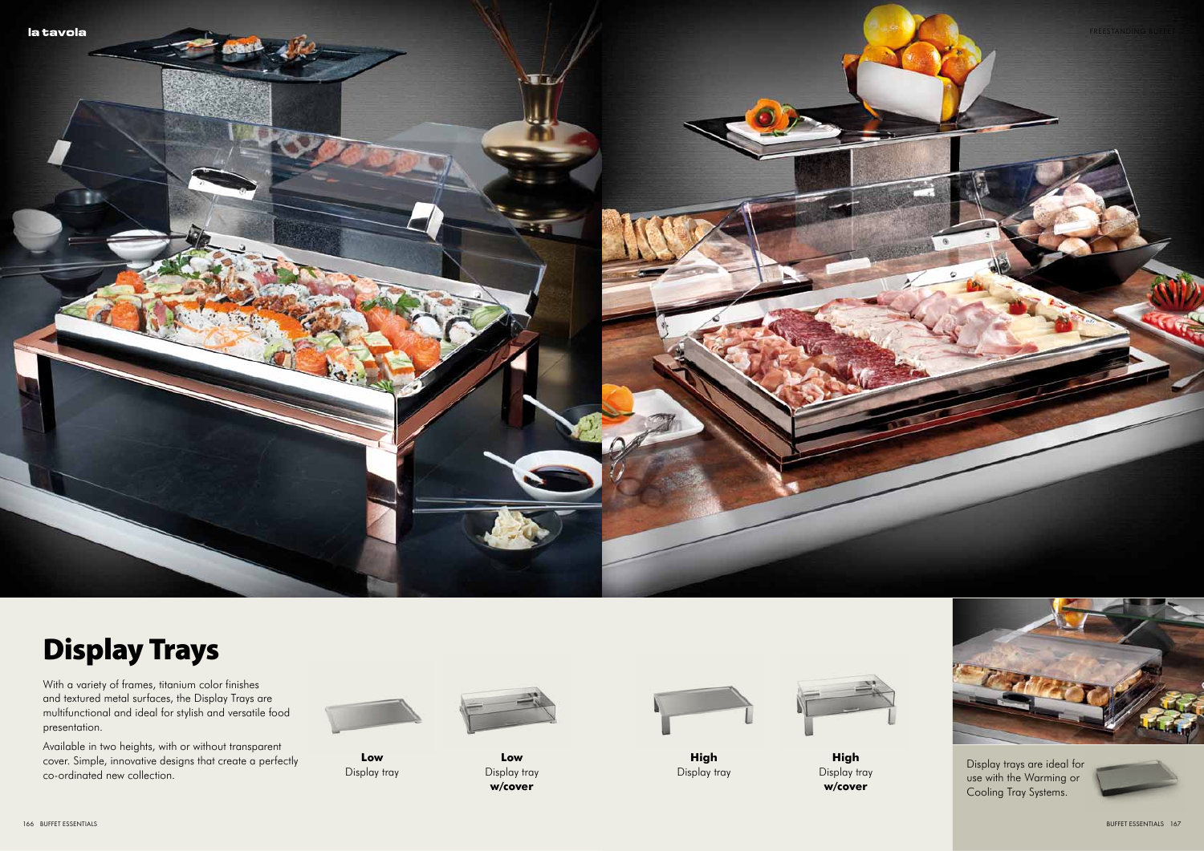# Display Trays

With a variety of frames, titanium color finishes and textured metal surfaces, the Display Trays are multifunctional and ideal for stylish and versatile food presentation.

Available in two heights, with or without transparent cover. Simple, innovative designs that create a perfectly co-ordinated new collection.

**Low**
Display tray

**Low**
Display tray
**w/cover**

**High**
Display tray

**High**
Display tray
**w/cover**

Display trays are ideal for use with the Warming or Cooling Tray Systems.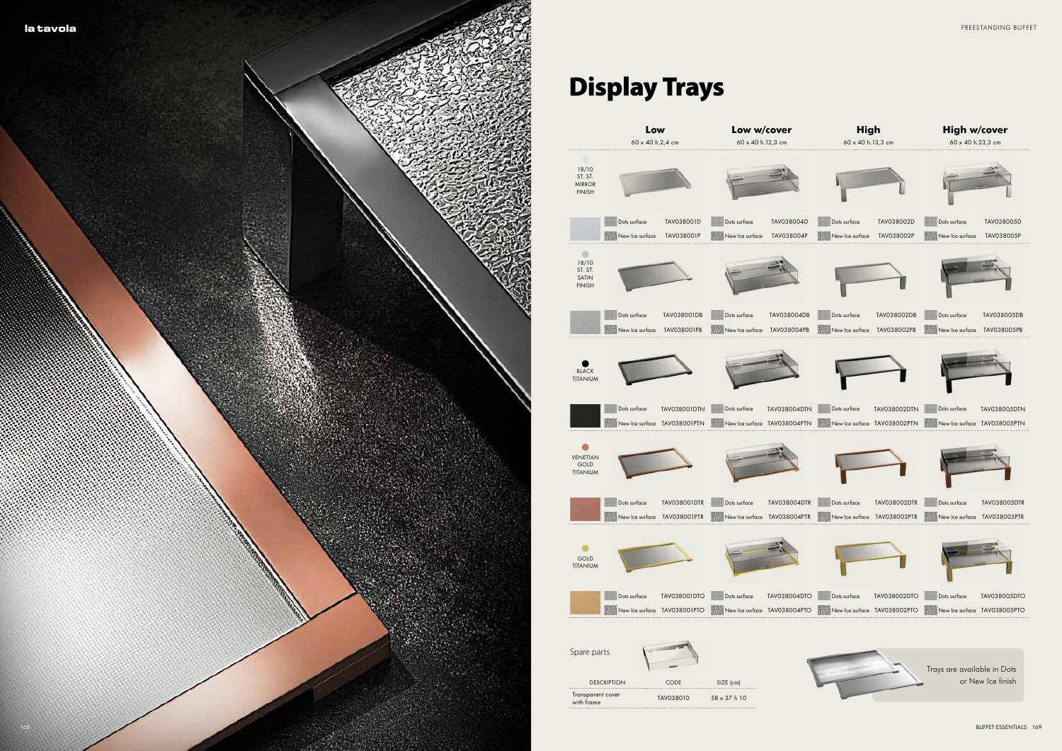# Display Trays

| | | Low 60 x 40 h.2,4 cm | | Low w/cover 60 x 40 h.12,3 cm | | High 60 x 40 h.13,3 cm | | High w/cover 60 x 40 h.23,3 cm | |
|---|---|---|---|---|---|---|---|---|---|
| 18/10 ST. ST. MIRROR FINISH | | Dots surface | TAV038001D | Dots surface | TAV038004D | Dots surface | TAV038002D | Dots surface | TAV038005D |
| | | New Ice surface | TAV038001P | New Ice surface | TAV038004P | New Ice surface | TAV038002P | New Ice surface | TAV038005P |
| 18/10 ST. ST. SATIN FINISH | | Dots surface | TAV038001DB | Dots surface | TAV038004DB | Dots surface | TAV038002DB | Dots surface | TAV038005DB |
| | | New Ice surface | TAV038001PB | New Ice surface | TAV038004PB | New Ice surface | TAV038002PB | New Ice surface | TAV038005PB |
| BLACK TITANIUM | | Dots surface | TAV038001DTN | Dots surface | TAV038004DTN | Dots surface | TAV038002DTN | Dots surface | TAV038005DTN |
| | | New Ice surface | TAV038001PTN | New Ice surface | TAV038004PTN | New Ice surface | TAV038002PTN | New Ice surface | TAV038005PTN |
| VENETIAN GOLD TITANIUM | | Dots surface | TAV038001DTR | Dots surface | TAV038004DTR | Dots surface | TAV038002DTR | Dots surface | TAV038005DTR |
| | | New Ice surface | TAV038001PTR | New Ice surface | TAV038004PTR | New Ice surface | TAV038002PTR | New Ice surface | TAV038005PTR |
| GOLD TITANIUM | | Dots surface | TAV038001DTO | Dots surface | TAV038004DTO | Dots surface | TAV038002DTO | Dots surface | TAV038005DTO |
| | | New Ice surface | TAV038001PTO | New Ice surface | TAV038004PTO | New Ice surface | TAV038002PTO | New Ice surface | TAV038005PTO |

Spare parts

| DESCRIPTION | CODE | SIZE (cm) |
|---|---|---|
| Transparent cover with frame | TAV038010 | 58 x 37 h 10 |

Trays are available in Dots or New Ice finish